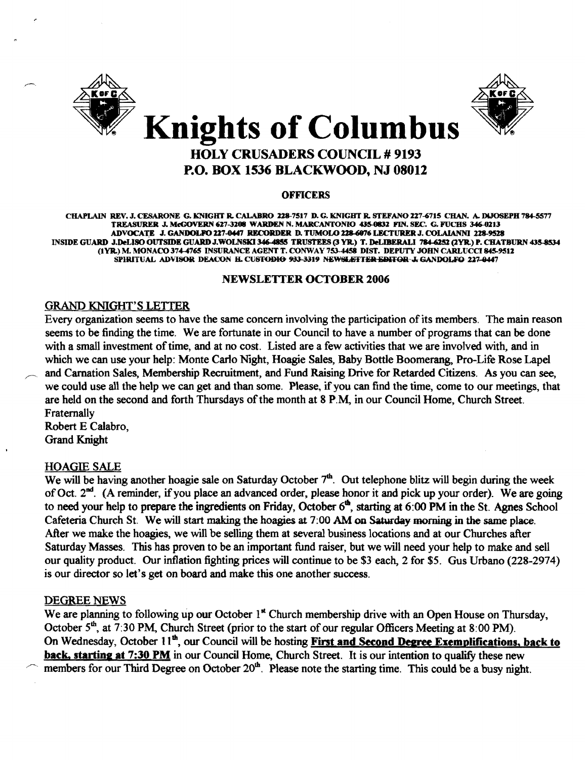# Knights of Columbus

## HOLY CRUSADERS COUNCIL # 9193
## P.O. BOX 1536 BLACKWOOD, NJ 08012

### OFFICERS

CHAPLAIN REV. J. CESARONE G. KNIGHT R. CALABRO 228-7517 D. G. KNIGHT R. STEFANO 227-6715 CHAN. A. DIJOSEPH 784-5577 TREASURER J. McGOVERN 627-3208 WARDEN N. MARCANTONIO 435-0832 FIN. SEC. G. FUCHS 346-0213 ADVOCATE J. GANDOLFO 227-0447 RECORDER D. TUMOLO 228-6076 LECTURER J. COLAIANNI 228-9528 INSIDE GUARD J.DeLISO OUTSIDE GUARD J.WOLNSKI 346-4855 TRUSTEES (3 YR.) T. DeLIBERALI 784-6252 (2YR.) P. CHATBURN 435-8534 (1YR.) M. MONACO 374-4765 INSURANCE AGENT T. CONWAY 753-4458 DIST. DEPUTY JOHN CARLUCCI 845-9512 SPIRITUAL ADVISOR DEACON H. ~~CUSTODIO 933-3319 NEWSLETTER EDITOR J. GANDOLFO 227-0447~~

### NEWSLETTER OCTOBER 2006

#### GRAND KNIGHT'S LETTER

Every organization seems to have the same concern involving the participation of its members. The main reason seems to be finding the time. We are fortunate in our Council to have a number of programs that can be done with a small investment of time, and at no cost. Listed are a few activities that we are involved with, and in which we can use your help: Monte Carlo Night, Hoagie Sales, Baby Bottle Boomerang, Pro-Life Rose Lapel and Carnation Sales, Membership Recruitment, and Fund Raising Drive for Retarded Citizens. As you can see, we could use all the help we can get and than some. Please, if you can find the time, come to our meetings, that are held on the second and forth Thursdays of the month at 8 P.M, in our Council Home, Church Street.

Fraternally
Robert E Calabro,
Grand Knight

#### HOAGIE SALE

We will be having another hoagie sale on Saturday October 7th. Out telephone blitz will begin during the week of Oct. 2nd. (A reminder, if you place an advanced order, please honor it and pick up your order). We are going to need your help to prepare the ingredients on Friday, October 6th, starting at 6:00 PM in the St. Agnes School Cafeteria Church St. We will start making the hoagies at 7:00 AM on Saturday morning in the same place. After we make the hoagies, we will be selling them at several business locations and at our Churches after Saturday Masses. This has proven to be an important fund raiser, but we will need your help to make and sell our quality product. Our inflation fighting prices will continue to be $3 each, 2 for $5. Gus Urbano (228-2974) is our director so let's get on board and make this one another success.

#### DEGREE NEWS

We are planning to following up our October 1st Church membership drive with an Open House on Thursday, October 5th, at 7:30 PM, Church Street (prior to the start of our regular Officers Meeting at 8:00 PM). On Wednesday, October 11th, our Council will be hosting **<u>First and Second Degree Exemplifications, back to back, starting at 7:30 PM</u>** in our Council Home, Church Street. It is our intention to qualify these new members for our Third Degree on October 20th. Please note the starting time. This could be a busy night.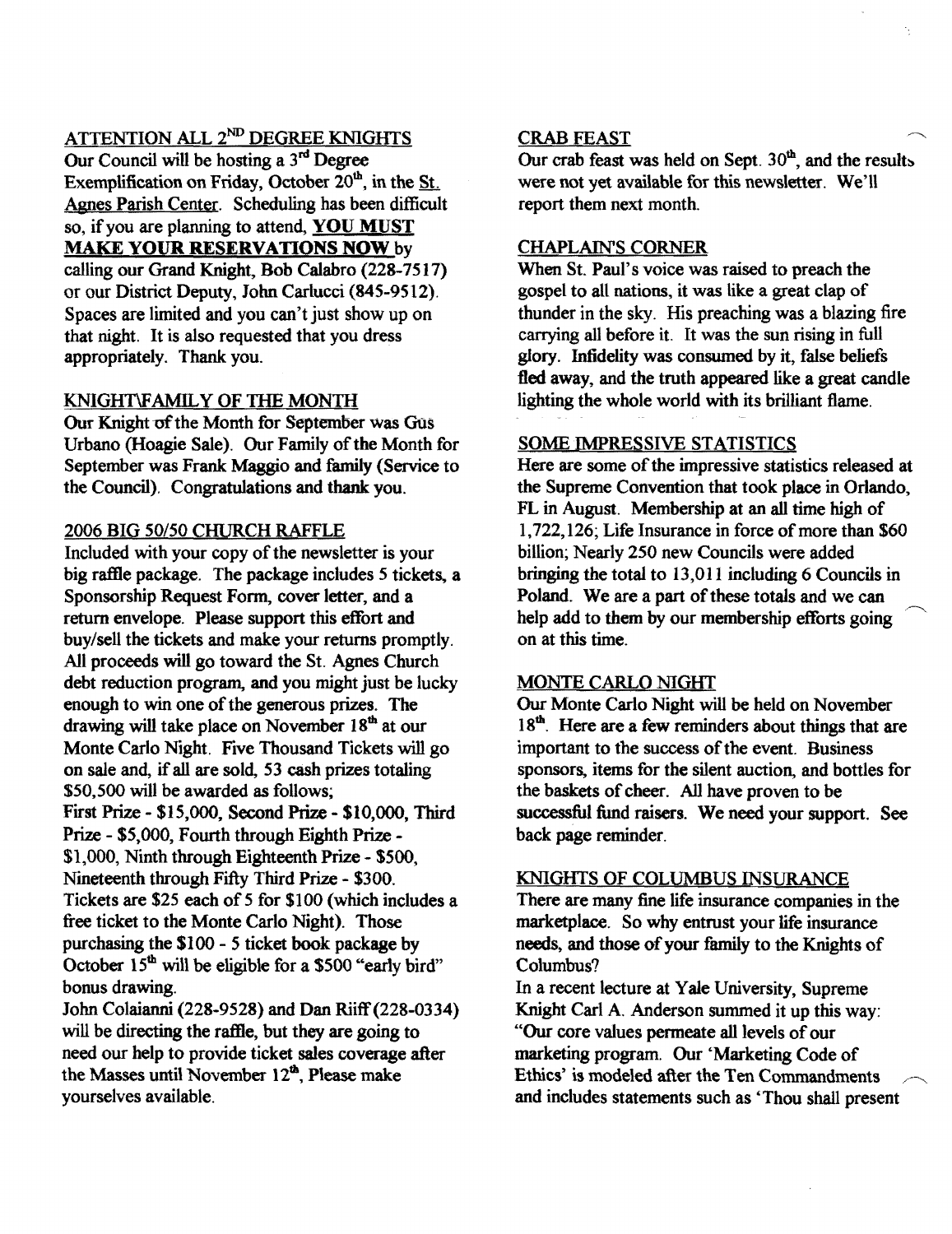## ATTENTION ALL 2ND DEGREE KNIGHTS

Our Council will be hosting a 3rd Degree Exemplification on Friday, October 20th, in the St. Agnes Parish Center. Scheduling has been difficult so, if you are planning to attend, **YOU MUST MAKE YOUR RESERVATIONS NOW** by calling our Grand Knight, Bob Calabro (228-7517) or our District Deputy, John Carlucci (845-9512). Spaces are limited and you can't just show up on that night. It is also requested that you dress appropriately. Thank you.

## KNIGHT\FAMILY OF THE MONTH

Our Knight of the Month for September was Gus Urbano (Hoagie Sale). Our Family of the Month for September was Frank Maggio and family (Service to the Council). Congratulations and thank you.

## 2006 BIG 50/50 CHURCH RAFFLE

Included with your copy of the newsletter is your big raffle package. The package includes 5 tickets, a Sponsorship Request Form, cover letter, and a return envelope. Please support this effort and buy/sell the tickets and make your returns promptly. All proceeds will go toward the St. Agnes Church debt reduction program, and you might just be lucky enough to win one of the generous prizes. The drawing will take place on November 18th at our Monte Carlo Night. Five Thousand Tickets will go on sale and, if all are sold, 53 cash prizes totaling $50,500 will be awarded as follows;

First Prize - $15,000, Second Prize - $10,000, Third Prize - $5,000, Fourth through Eighth Prize - $1,000, Ninth through Eighteenth Prize - $500, Nineteenth through Fifty Third Prize - $300.

Tickets are $25 each of 5 for $100 (which includes a free ticket to the Monte Carlo Night). Those purchasing the $100 - 5 ticket book package by October 15th will be eligible for a $500 "early bird" bonus drawing.

John Colaianni (228-9528) and Dan Riiff (228-0334) will be directing the raffle, but they are going to need our help to provide ticket sales coverage after the Masses until November 12th, Please make yourselves available.

## CRAB FEAST

Our crab feast was held on Sept. 30th, and the results were not yet available for this newsletter. We'll report them next month.

## CHAPLAIN'S CORNER

When St. Paul's voice was raised to preach the gospel to all nations, it was like a great clap of thunder in the sky. His preaching was a blazing fire carrying all before it. It was the sun rising in full glory. Infidelity was consumed by it, false beliefs fled away, and the truth appeared like a great candle lighting the whole world with its brilliant flame.

## SOME IMPRESSIVE STATISTICS

Here are some of the impressive statistics released at the Supreme Convention that took place in Orlando, FL in August. Membership at an all time high of 1,722,126; Life Insurance in force of more than $60 billion; Nearly 250 new Councils were added bringing the total to 13,011 including 6 Councils in Poland. We are a part of these totals and we can help add to them by our membership efforts going on at this time.

## MONTE CARLO NIGHT

Our Monte Carlo Night will be held on November 18th. Here are a few reminders about things that are important to the success of the event. Business sponsors, items for the silent auction, and bottles for the baskets of cheer. All have proven to be successful fund raisers. We need your support. See back page reminder.

## KNIGHTS OF COLUMBUS INSURANCE

There are many fine life insurance companies in the marketplace. So why entrust your life insurance needs, and those of your family to the Knights of Columbus?

In a recent lecture at Yale University, Supreme Knight Carl A. Anderson summed it up this way: "Our core values permeate all levels of our marketing program. Our 'Marketing Code of Ethics' is modeled after the Ten Commandments and includes statements such as 'Thou shall present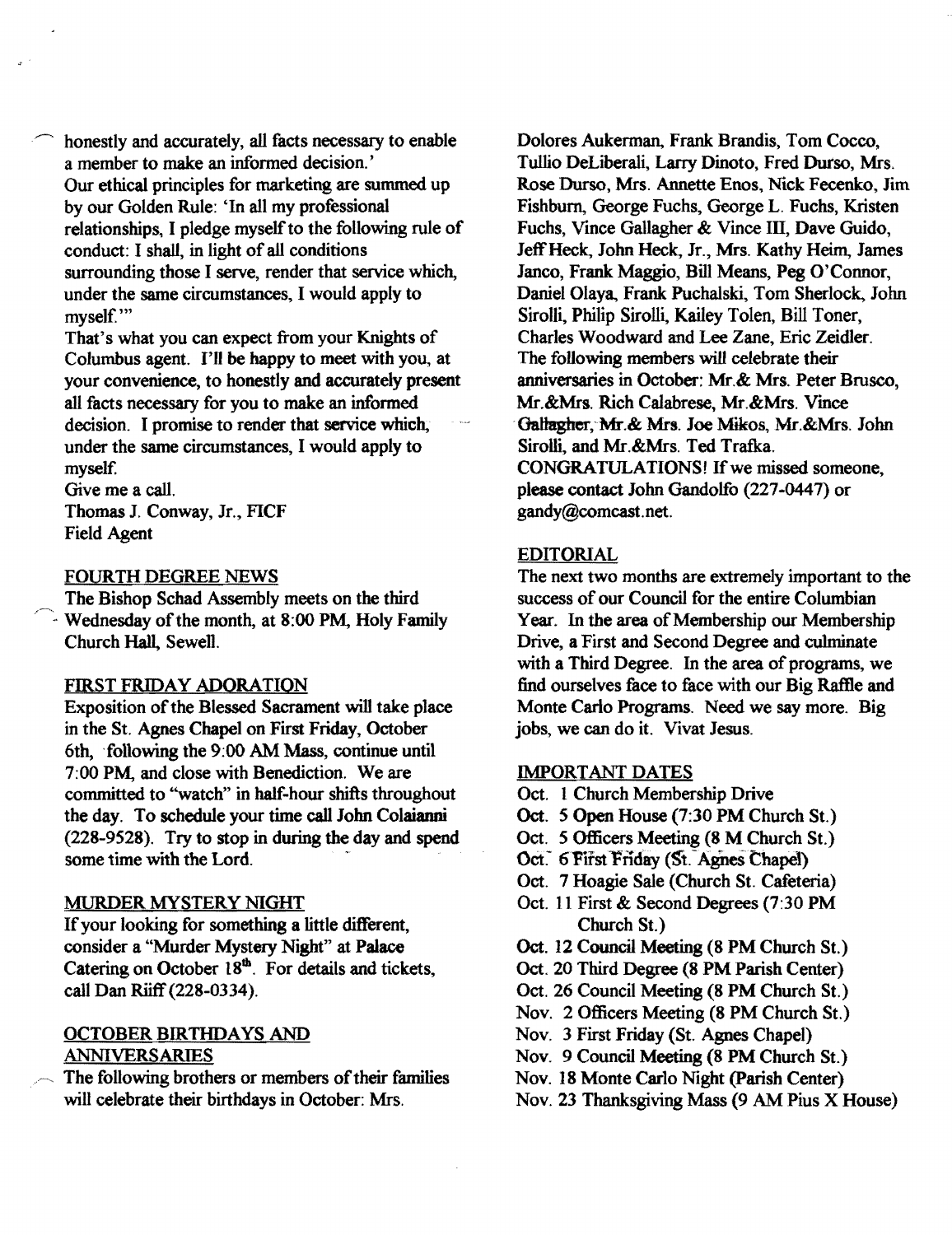honestly and accurately, all facts necessary to enable a member to make an informed decision.'

Our ethical principles for marketing are summed up by our Golden Rule: 'In all my professional relationships, I pledge myself to the following rule of conduct: I shall, in light of all conditions surrounding those I serve, render that service which, under the same circumstances, I would apply to myself.'"

That's what you can expect from your Knights of Columbus agent. I'll be happy to meet with you, at your convenience, to honestly and accurately present all facts necessary for you to make an informed decision. I promise to render that service which, under the same circumstances, I would apply to myself.

Give me a call.

Thomas J. Conway, Jr., FICF
Field Agent

## FOURTH DEGREE NEWS

The Bishop Schad Assembly meets on the third Wednesday of the month, at 8:00 PM, Holy Family Church Hall, Sewell.

## FIRST FRIDAY ADORATION

Exposition of the Blessed Sacrament will take place in the St. Agnes Chapel on First Friday, October 6th, following the 9:00 AM Mass, continue until 7:00 PM, and close with Benediction. We are committed to "watch" in half-hour shifts throughout the day. To schedule your time call John Colaianni (228-9528). Try to stop in during the day and spend some time with the Lord.

## MURDER MYSTERY NIGHT

If your looking for something a little different, consider a "Murder Mystery Night" at Palace Catering on October 18th. For details and tickets, call Dan Riiff (228-0334).

## OCTOBER BIRTHDAYS AND ANNIVERSARIES

The following brothers or members of their families will celebrate their birthdays in October: Mrs. Dolores Aukerman, Frank Brandis, Tom Cocco, Tullio DeLiberali, Larry Dinoto, Fred Durso, Mrs. Rose Durso, Mrs. Annette Enos, Nick Fecenko, Jim Fishburn, George Fuchs, George L. Fuchs, Kristen Fuchs, Vince Gallagher & Vince III, Dave Guido, Jeff Heck, John Heck, Jr., Mrs. Kathy Heim, James Janco, Frank Maggio, Bill Means, Peg O'Connor, Daniel Olaya, Frank Puchalski, Tom Sherlock, John Sirolli, Philip Sirolli, Kailey Tolen, Bill Toner, Charles Woodward and Lee Zane, Eric Zeidler.

The following members will celebrate their anniversaries in October: Mr.& Mrs. Peter Brusco, Mr.&Mrs. Rich Calabrese, Mr.&Mrs. Vince Gallagher, Mr.& Mrs. Joe Mikos, Mr.&Mrs. John Sirolli, and Mr.&Mrs. Ted Trafka.

CONGRATULATIONS! If we missed someone, please contact John Gandolfo (227-0447) or gandy@comcast.net.

## EDITORIAL

The next two months are extremely important to the success of our Council for the entire Columbian Year. In the area of Membership our Membership Drive, a First and Second Degree and culminate with a Third Degree. In the area of programs, we find ourselves face to face with our Big Raffle and Monte Carlo Programs. Need we say more. Big jobs, we can do it. Vivat Jesus.

## IMPORTANT DATES

- Oct. 1 Church Membership Drive
- Oct. 5 Open House (7:30 PM Church St.)
- Oct. 5 Officers Meeting (8 M Church St.)
- Oct. 6 First Friday (St. Agnes Chapel)
- Oct. 7 Hoagie Sale (Church St. Cafeteria)
- Oct. 11 First & Second Degrees (7:30 PM Church St.)
- Oct. 12 Council Meeting (8 PM Church St.)
- Oct. 20 Third Degree (8 PM Parish Center)
- Oct. 26 Council Meeting (8 PM Church St.)
- Nov. 2 Officers Meeting (8 PM Church St.)
- Nov. 3 First Friday (St. Agnes Chapel)
- Nov. 9 Council Meeting (8 PM Church St.)
- Nov. 18 Monte Carlo Night (Parish Center)
- Nov. 23 Thanksgiving Mass (9 AM Pius X House)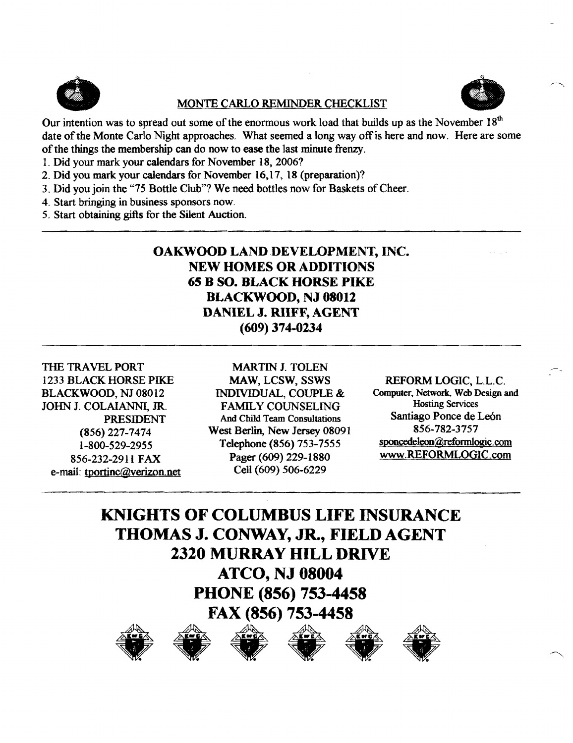## MONTE CARLO REMINDER CHECKLIST

Our intention was to spread out some of the enormous work load that builds up as the November 18th date of the Monte Carlo Night approaches. What seemed a long way off is here and now. Here are some of the things the membership can do now to ease the last minute frenzy.

1. Did your mark your calendars for November 18, 2006?
2. Did you mark your calendars for November 16,17, 18 (preparation)?
3. Did you join the "75 Bottle Club"? We need bottles now for Baskets of Cheer.
4. Start bringing in business sponsors now.
5. Start obtaining gifts for the Silent Auction.

---

**OAKWOOD LAND DEVELOPMENT, INC.**
**NEW HOMES OR ADDITIONS**
**65 B SO. BLACK HORSE PIKE**
**BLACKWOOD, NJ 08012**
**DANIEL J. RIIFF, AGENT**
**(609) 374-0234**

---

THE TRAVEL PORT
1233 BLACK HORSE PIKE
BLACKWOOD, NJ 08012
JOHN J. COLAIANNI, JR.
PRESIDENT
(856) 227-7474
1-800-529-2955
856-232-2911 FAX
e-mail: tportinc@verizon.net

MARTIN J. TOLEN
MAW, LCSW, SSWS
INDIVIDUAL, COUPLE &
FAMILY COUNSELING
And Child Team Consultations
West Berlin, New Jersey 08091
Telephone (856) 753-7555
Pager (609) 229-1880
Cell (609) 506-6229

REFORM LOGIC, L.L.C.
Computer, Network, Web Design and Hosting Services
Santiago Ponce de León
856-782-3757
sponcedeleon@reformlogic.com
www.REFORMLOGIC.com

---

**KNIGHTS OF COLUMBUS LIFE INSURANCE**
**THOMAS J. CONWAY, JR., FIELD AGENT**
**2320 MURRAY HILL DRIVE**
**ATCO, NJ 08004**
**PHONE (856) 753-4458**
**FAX (856) 753-4458**